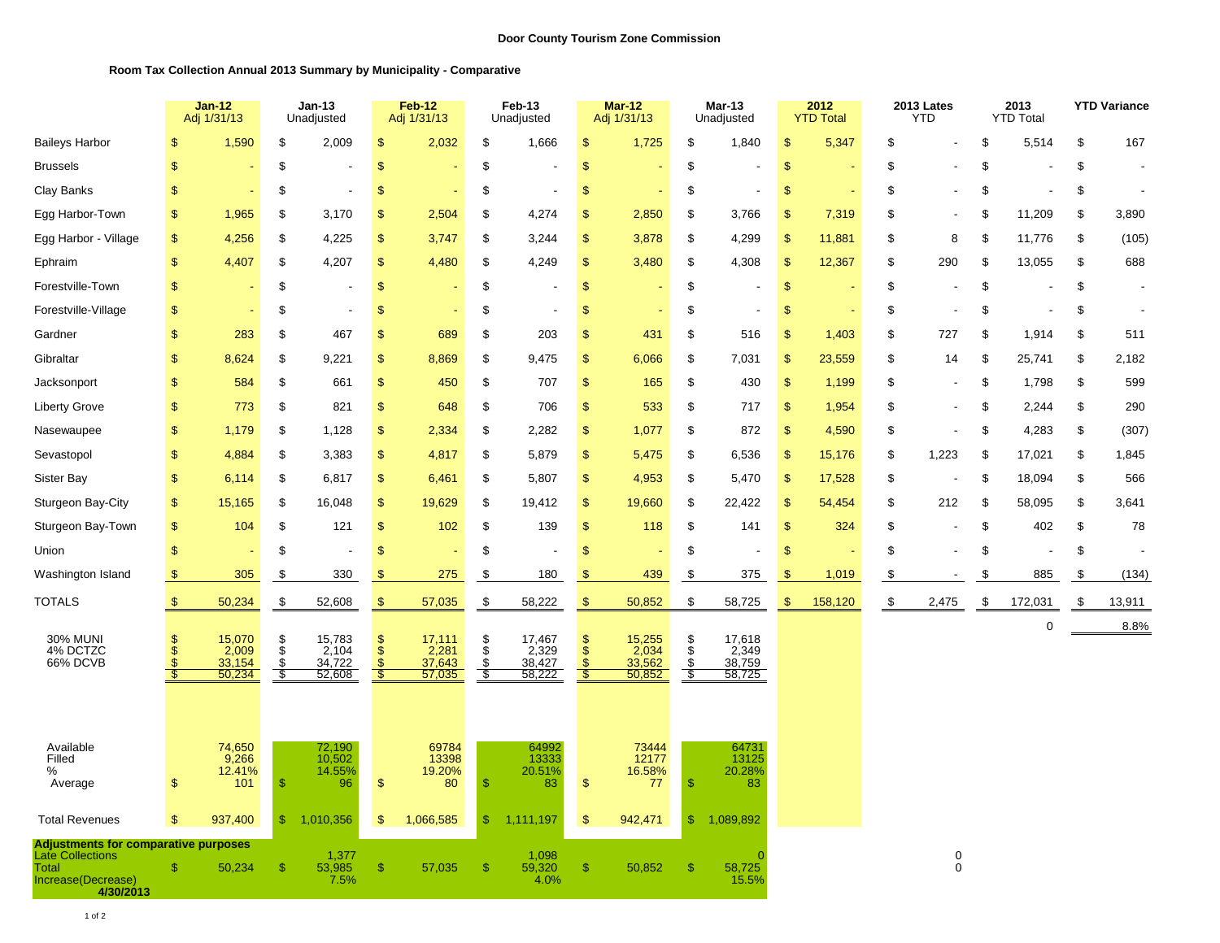**Door County Tourism Zone Commission**

**Room Tax Collection Annual 2013 Summary by Municipality - Comparative**

| | Jan-12 Adj 1/31/13 | Jan-13 Unadjusted | Feb-12 Adj 1/31/13 | Feb-13 Unadjusted | Mar-12 Adj 1/31/13 | Mar-13 Unadjusted | 2012 YTD Total | 2013 Lates YTD | 2013 YTD Total | YTD Variance |
|---|---|---|---|---|---|---|---|---|---|---|
| Baileys Harbor | $ 1,590 | $ 2,009 | $ 2,032 | $ 1,666 | $ 1,725 | $ 1,840 | $ 5,347 | $ - | $ 5,514 | $ 167 |
| Brussels | $ - | $ - | $ - | $ - | $ - | $ - | $ - | $ - | $ - | $ - |
| Clay Banks | $ - | $ - | $ - | $ - | $ - | $ - | $ - | $ - | $ - | $ - |
| Egg Harbor-Town | $ 1,965 | $ 3,170 | $ 2,504 | $ 4,274 | $ 2,850 | $ 3,766 | $ 7,319 | $ - | $ 11,209 | $ 3,890 |
| Egg Harbor - Village | $ 4,256 | $ 4,225 | $ 3,747 | $ 3,244 | $ 3,878 | $ 4,299 | $ 11,881 | $ 8 | $ 11,776 | $ (105) |
| Ephraim | $ 4,407 | $ 4,207 | $ 4,480 | $ 4,249 | $ 3,480 | $ 4,308 | $ 12,367 | $ 290 | $ 13,055 | $ 688 |
| Forestville-Town | $ - | $ - | $ - | $ - | $ - | $ - | $ - | $ - | $ - | $ - |
| Forestville-Village | $ - | $ - | $ - | $ - | $ - | $ - | $ - | $ - | $ - | $ - |
| Gardner | $ 283 | $ 467 | $ 689 | $ 203 | $ 431 | $ 516 | $ 1,403 | $ 727 | $ 1,914 | $ 511 |
| Gibraltar | $ 8,624 | $ 9,221 | $ 8,869 | $ 9,475 | $ 6,066 | $ 7,031 | $ 23,559 | $ 14 | $ 25,741 | $ 2,182 |
| Jacksonport | $ 584 | $ 661 | $ 450 | $ 707 | $ 165 | $ 430 | $ 1,199 | $ - | $ 1,798 | $ 599 |
| Liberty Grove | $ 773 | $ 821 | $ 648 | $ 706 | $ 533 | $ 717 | $ 1,954 | $ - | $ 2,244 | $ 290 |
| Nasewaupee | $ 1,179 | $ 1,128 | $ 2,334 | $ 2,282 | $ 1,077 | $ 872 | $ 4,590 | $ - | $ 4,283 | $ (307) |
| Sevastopol | $ 4,884 | $ 3,383 | $ 4,817 | $ 5,879 | $ 5,475 | $ 6,536 | $ 15,176 | $ 1,223 | $ 17,021 | $ 1,845 |
| Sister Bay | $ 6,114 | $ 6,817 | $ 6,461 | $ 5,807 | $ 4,953 | $ 5,470 | $ 17,528 | $ - | $ 18,094 | $ 566 |
| Sturgeon Bay-City | $ 15,165 | $ 16,048 | $ 19,629 | $ 19,412 | $ 19,660 | $ 22,422 | $ 54,454 | $ 212 | $ 58,095 | $ 3,641 |
| Sturgeon Bay-Town | $ 104 | $ 121 | $ 102 | $ 139 | $ 118 | $ 141 | $ 324 | $ - | $ 402 | $ 78 |
| Union | $ - | $ - | $ - | $ - | $ - | $ - | $ - | $ - | $ - | $ - |
| Washington Island | $ 305 | $ 330 | $ 275 | $ 180 | $ 439 | $ 375 | $ 1,019 | $ - | $ 885 | $ (134) |
| TOTALS | $ 50,234 | $ 52,608 | $ 57,035 | $ 58,222 | $ 50,852 | $ 58,725 | $ 158,120 | $ 2,475 | $ 172,031 | $ 13,911 |
| | | | | | | | | | 0 | 8.8% |
| 30% MUNI | $ 15,070 | $ 15,783 | $ 17,111 | $ 17,467 | $ 15,255 | $ 17,618 | | | | |
| 4% DCTZC | $ 2,009 | $ 2,104 | $ 2,281 | $ 2,329 | $ 2,034 | $ 2,349 | | | | |
| 66% DCVB | $ 33,154 | $ 34,722 | $ 37,643 | $ 38,427 | $ 33,562 | $ 38,759 | | | | |
| | $ 50,234 | $ 52,608 | $ 57,035 | $ 58,222 | $ 50,852 | $ 58,725 | | | | |
| Available | 74,650 | 72,190 | 69784 | 64992 | 73444 | 64731 | | | | |
| Filled | 9,266 | 10,502 | 13398 | 13333 | 12177 | 13125 | | | | |
| % | 12.41% | 14.55% | 19.20% | 20.51% | 16.58% | 20.28% | | | | |
| Average | $ 101 | $ 96 | $ 80 | $ 83 | $ 77 | $ 83 | | | | |
| Total Revenues | $ 937,400 | $ 1,010,356 | $ 1,066,585 | $ 1,111,197 | $ 942,471 | $ 1,089,892 | | | | |
| **Adjustments for comparative purposes** | | | | | | | | | | |
| Late Collections | | 1,377 | | 1,098 | | 0 | | 0 | | |
| Total | $ 50,234 | $ 53,985 | $ 57,035 | $ 59,320 | $ 50,852 | $ 58,725 | | 0 | | |
| Increase(Decrease) | | 7.5% | | 4.0% | | 15.5% | | | | |
| **4/30/2013** | | | | | | | | | | |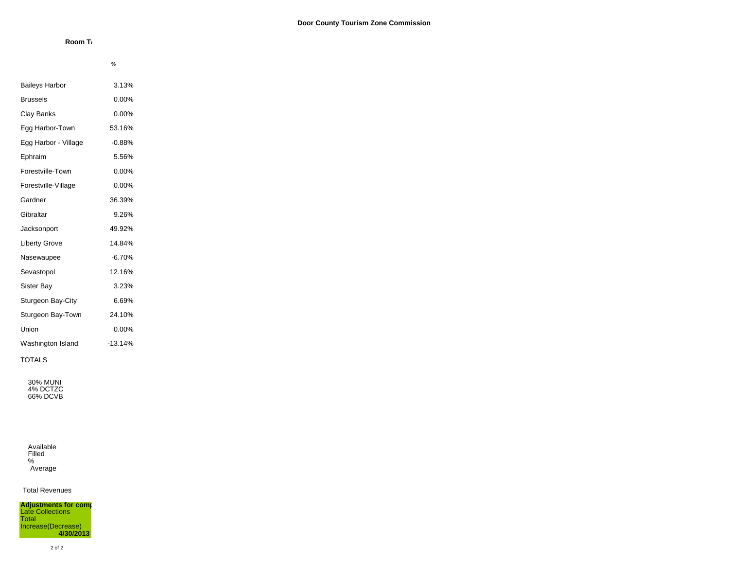**Door County Tourism Zone Commission**

**Room Ta**

| | % |
|---|---|
| Baileys Harbor | 3.13% |
| Brussels | 0.00% |
| Clay Banks | 0.00% |
| Egg Harbor-Town | 53.16% |
| Egg Harbor - Village | -0.88% |
| Ephraim | 5.56% |
| Forestville-Town | 0.00% |
| Forestville-Village | 0.00% |
| Gardner | 36.39% |
| Gibraltar | 9.26% |
| Jacksonport | 49.92% |
| Liberty Grove | 14.84% |
| Nasewaupee | -6.70% |
| Sevastopol | 12.16% |
| Sister Bay | 3.23% |
| Sturgeon Bay-City | 6.69% |
| Sturgeon Bay-Town | 24.10% |
| Union | 0.00% |
| Washington Island | -13.14% |
| TOTALS | |

30% MUNI
4% DCTZC
66% DCVB

Available
Filled
%
Average

Total Revenues

**Adjustments for comp**
Late Collections
Total
Increase(Decrease)
**4/30/2013**